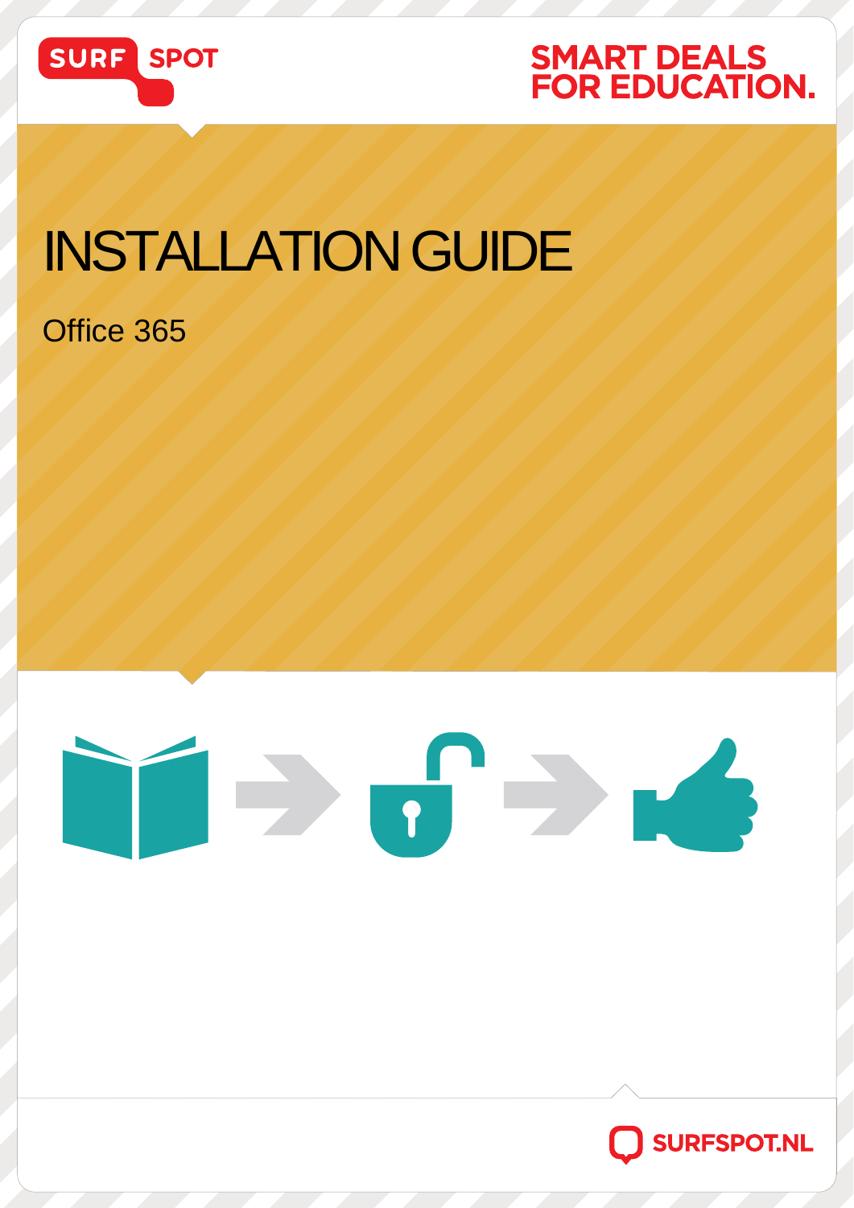SURF SPOT

SMART DEALS FOR EDUCATION.

# INSTALLATION GUIDE

Office 365

SURFSPOT.NL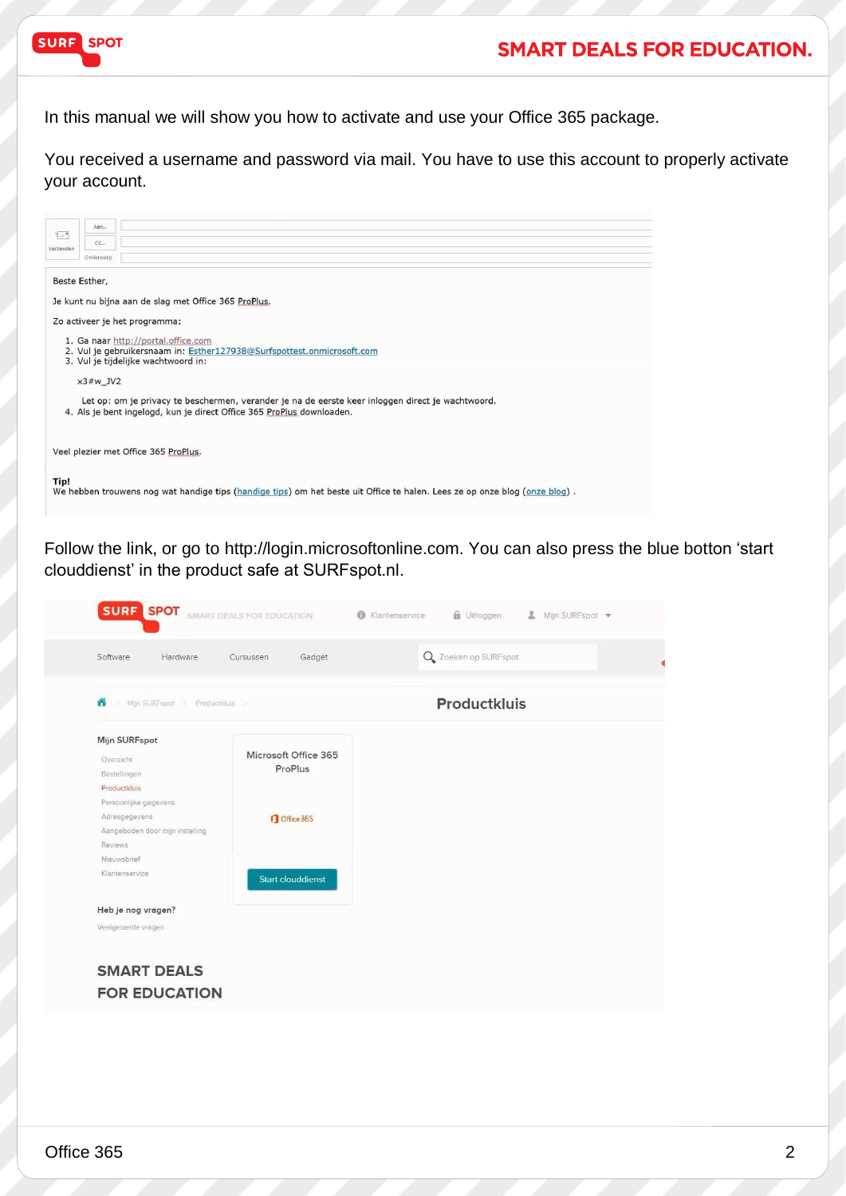In this manual we will show you how to activate and use your Office 365 package.

You received a username and password via mail. You have to use this account to properly activate your account.

Beste Esther,

Je kunt nu bijna aan de slag met Office 365 ProPlus.

Zo activeer je het programma:

1. Ga naar http://portal.office.com
2. Vul je gebruikersnaam in: Esther127938@Surfspottest.onmicrosoft.com
3. Vul je tijdelijke wachtwoord in:

   x3#w_JV2

   Let op: om je privacy te beschermen, verander je na de eerste keer inloggen direct je wachtwoord.
4. Als je bent ingelogd, kun je direct Office 365 ProPlus downloaden.

Veel plezier met Office 365 ProPlus.

**Tip!**
We hebben trouwens nog wat handige tips (handige tips) om het beste uit Office te halen. Lees ze op onze blog (onze blog) .

Follow the link, or go to http://login.microsoftonline.com. You can also press the blue botton 'start clouddienst' in the product safe at SURFspot.nl.

Productkluis

Mijn SURFspot

- Overzicht
- Bestellingen
- Productkluis
- Persoonlijke gegevens
- Adresgegevens
- Aangeboden door mijn instelling
- Reviews
- Nieuwsbrief
- Klantenservice

Microsoft Office 365 ProPlus

Start clouddienst

Heb je nog vragen?

Veelgestelde vragen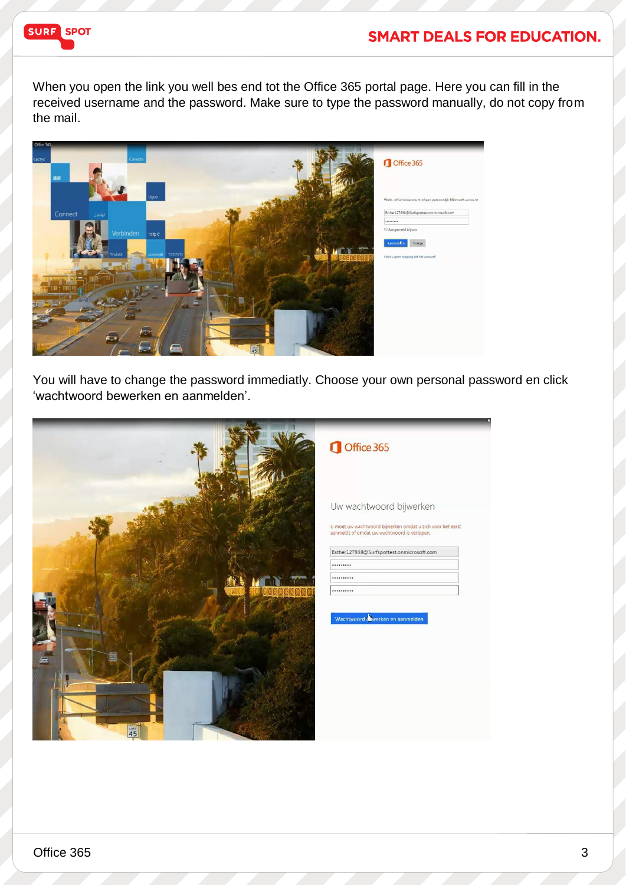When you open the link you well bes end tot the Office 365 portal page. Here you can fill in the received username and the password. Make sure to type the password manually, do not copy from the mail.

You will have to change the password immediatly. Choose your own personal password en click 'wachtwoord bewerken en aanmelden'.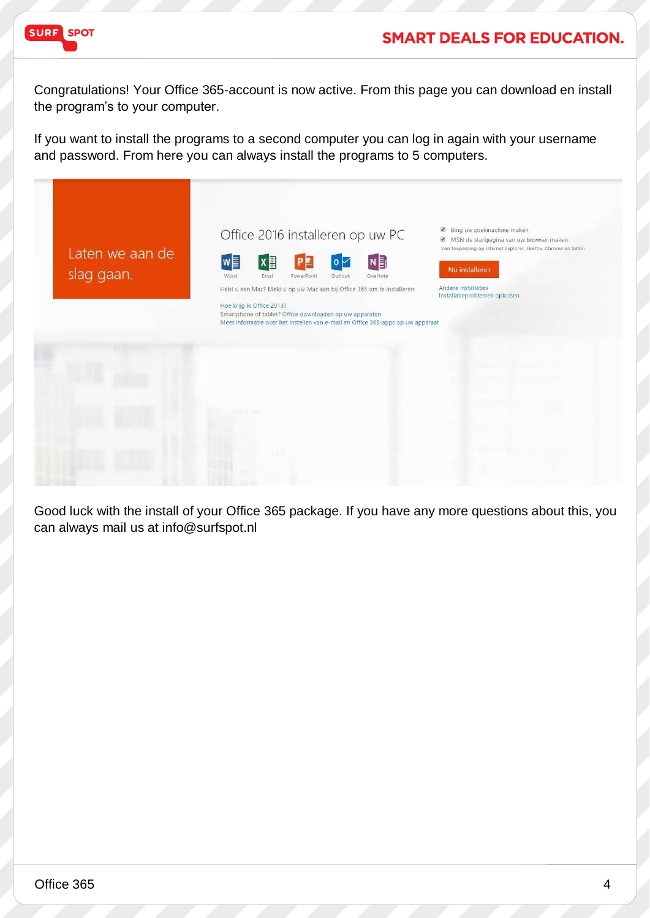Congratulations! Your Office 365-account is now active. From this page you can download en install the program's to your computer.

If you want to install the programs to a second computer you can log in again with your username and password. From here you can always install the programs to 5 computers.

Laten we aan de slag gaan.

Office 2016 installeren op uw PC

Word Excel PowerPoint Outlook OneNote

Hebt u een Mac? Meld u op uw Mac aan bij Office 365 om te installeren.

Hoe krijg ik Office 2013?
Smartphone of tablet? Office downloaden op uw apparaten
Meer informatie over het instellen van e-mail en Office 365-apps op uw apparaat

Bing uw zoekmachine maken
MSN de startpagina van uw browser maken
Van toepassing op Internet Explorer, Firefox, Chrome en Safari

Nu installeren

Andere installaties
Installatieproblemen oplossen

Good luck with the install of your Office 365 package. If you have any more questions about this, you can always mail us at info@surfspot.nl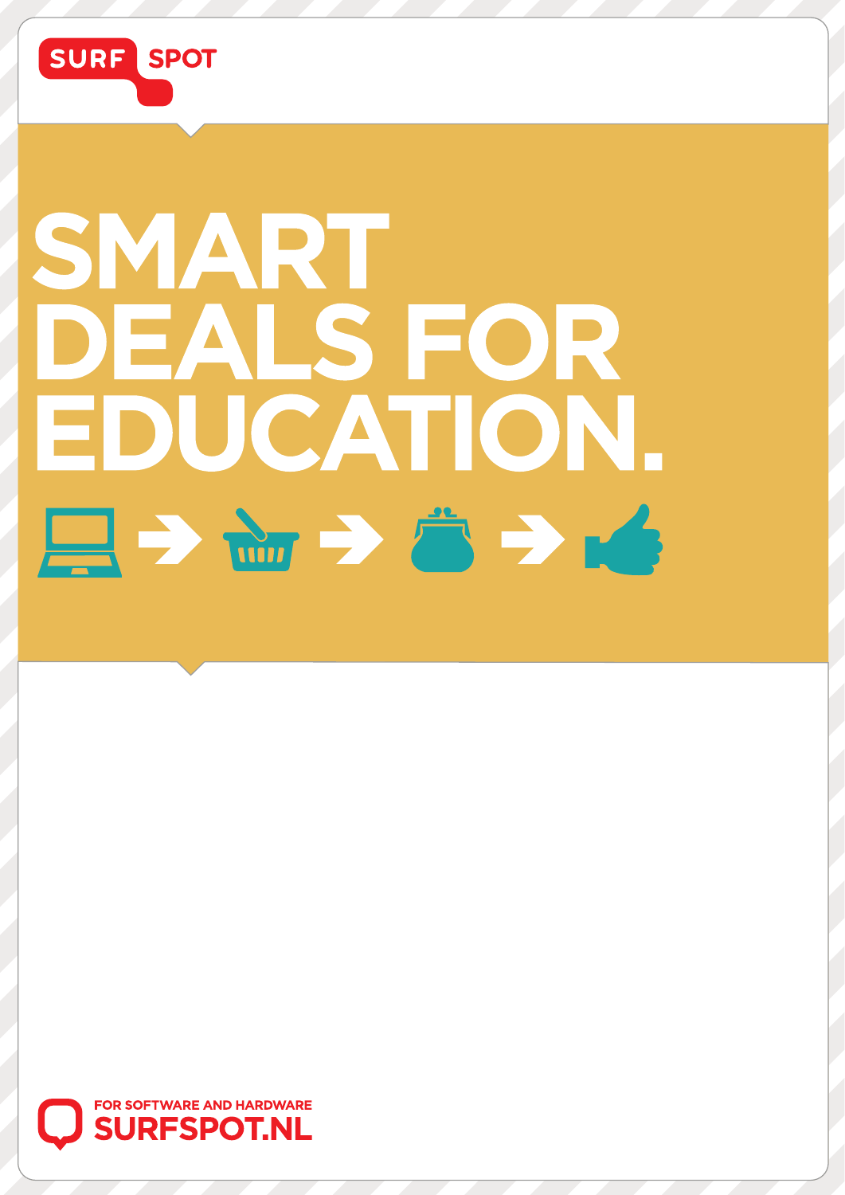SURF SPOT

# SMART DEALS FOR EDUCATION.

FOR SOFTWARE AND HARDWARE

SURFSPOT.NL